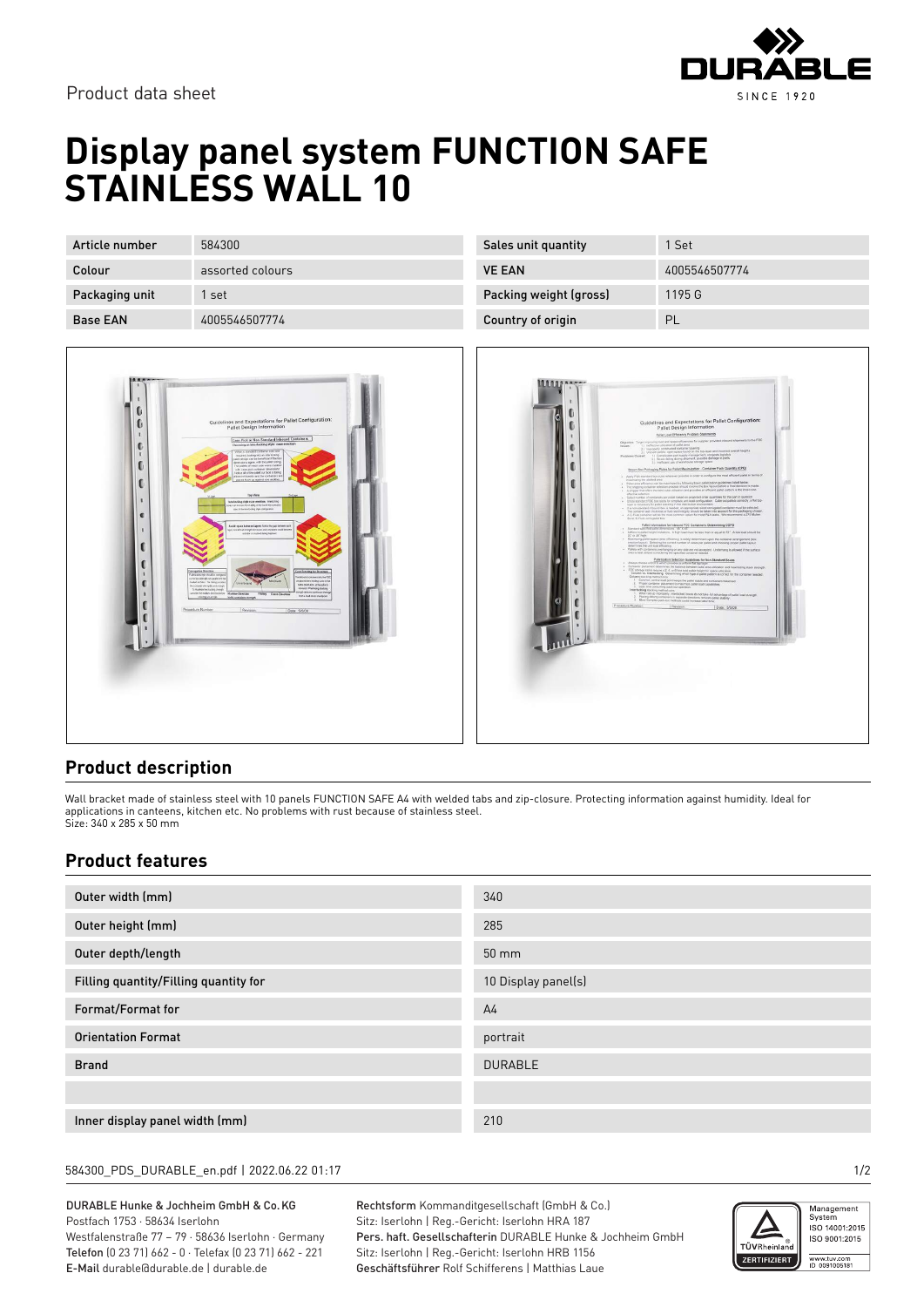Product data sheet

# Display panel system FUNCTION SAFE STAINLESS WALL 10

| Article number | 584300 | Sales unit quantity | 1 Set |
| --- | --- | --- | --- |
| Colour | assorted colours | VE EAN | 4005546507774 |
| Packaging unit | 1 set | Packing weight (gross) | 1195 G |
| Base EAN | 4005546507774 | Country of origin | PL |

## Product description

Wall bracket made of stainless steel with 10 panels FUNCTION SAFE A4 with welded tabs and zip-closure. Protecting information against humidity. Ideal for applications in canteens, kitchen etc. No problems with rust because of stainless steel.
Size: 340 x 285 x 50 mm

## Product features

| | |
| --- | --- |
| Outer width (mm) | 340 |
| Outer height (mm) | 285 |
| Outer depth/length | 50 mm |
| Filling quantity/Filling quantity for | 10 Display panel(s) |
| Format/Format for | A4 |
| Orientation Format | portrait |
| Brand | DURABLE |
| | |
| Inner display panel width (mm) | 210 |

584300_PDS_DURABLE_en.pdf | 2022.06.22 01:17

DURABLE Hunke & Jochheim GmbH & Co. KG
Postfach 1753 · 58634 Iserlohn
Westfalenstraße 77 – 79 · 58636 Iserlohn · Germany
**Telefon** (0 23 71) 662 - 0 · Telefax (0 23 71) 662 - 221
**E-Mail** durable@durable.de | durable.de

**Rechtsform** Kommanditgesellschaft (GmbH & Co.)
Sitz: Iserlohn | Reg.-Gericht: Iserlohn HRA 187
**Pers. haft. Gesellschafterin** DURABLE Hunke & Jochheim GmbH
Sitz: Iserlohn | Reg.-Gericht: Iserlohn HRB 1156
**Geschäftsführer** Rolf Schifferens | Matthias Laue

Management System ISO 14001:2015 ISO 9001:2015
www.tuv.com ID 0091005181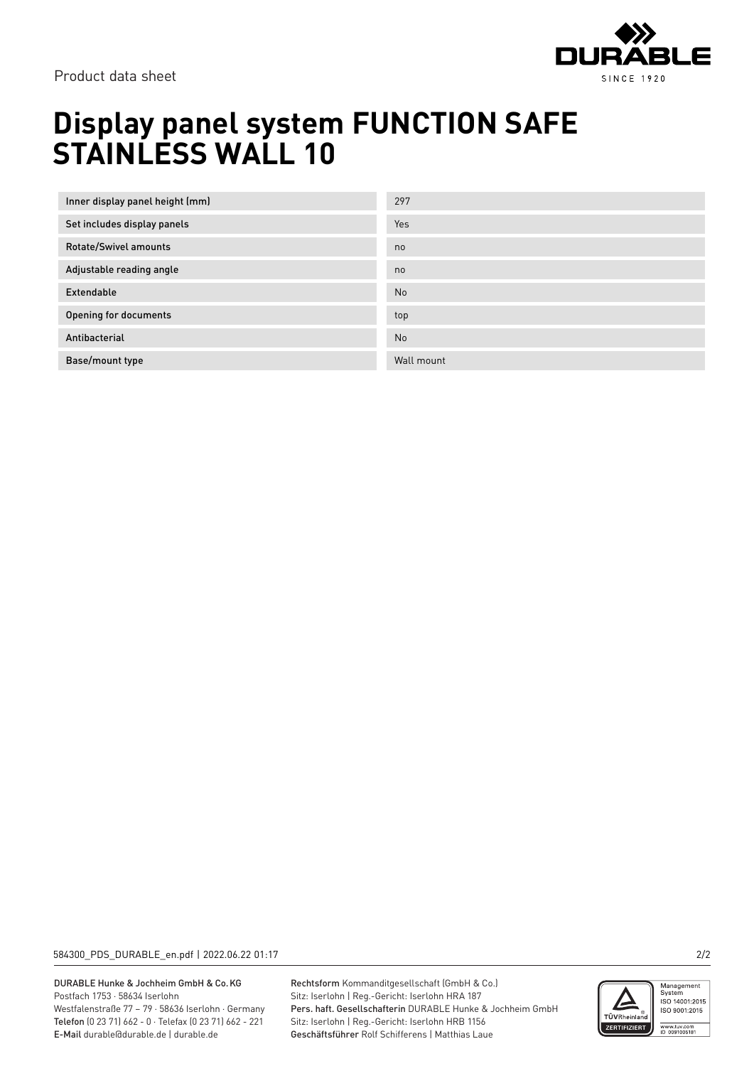# Display panel system FUNCTION SAFE STAINLESS WALL 10

| | |
|---|---|
| Inner display panel height (mm) | 297 |
| Set includes display panels | Yes |
| Rotate/Swivel amounts | no |
| Adjustable reading angle | no |
| Extendable | No |
| Opening for documents | top |
| Antibacterial | No |
| Base/mount type | Wall mount |

584300_PDS_DURABLE_en.pdf | 2022.06.22 01:17

DURABLE Hunke & Jochheim GmbH & Co. KG
Postfach 1753 · 58634 Iserlohn
Westfalenstraße 77 – 79 · 58636 Iserlohn · Germany
**Telefon** (0 23 71) 662 - 0 · Telefax (0 23 71) 662 - 221
**E-Mail** durable@durable.de | durable.de

**Rechtsform** Kommanditgesellschaft (GmbH & Co.)
Sitz: Iserlohn | Reg.-Gericht: Iserlohn HRA 187
**Pers. haft. Gesellschafterin** DURABLE Hunke & Jochheim GmbH
Sitz: Iserlohn | Reg.-Gericht: Iserlohn HRB 1156
**Geschäftsführer** Rolf Schifferens | Matthias Laue

TÜVRheinland ZERTIFIZIERT
Management System ISO 14001:2015 ISO 9001:2015
www.tuv.com ID 0091006181